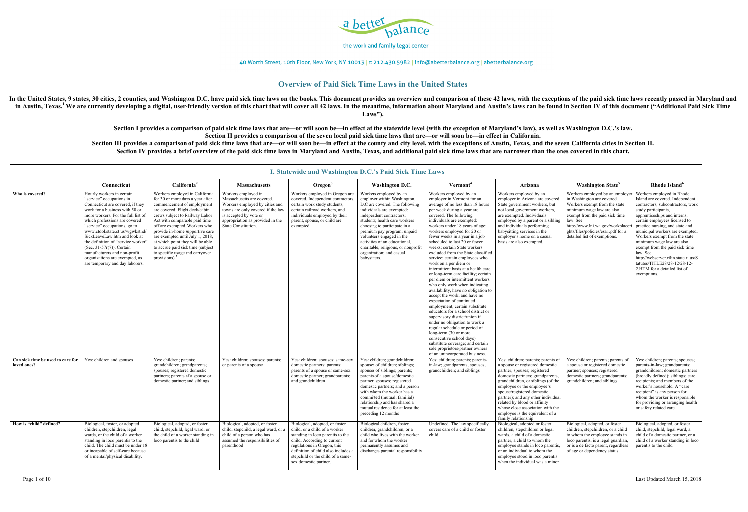a better balance

the work and family legal center

40 Worth Street, 10th Floor, New York, NY 10013 | t: 212.430.5982 | info@abetterbalance.org | abetterbalance.org

# Overview of Paid Sick Time Laws in the United States

**In the United States, 9 states, 30 cities, 2 counties, and Washington D.C. have paid sick time laws on the books. This document provides an overview and comparison of these 42 laws, with the exceptions of the paid sick time laws recently passed in Maryland and in Austin, Texas.[1] We are currently developing a digital, user-friendly version of this chart that will cover all 42 laws. In the meantime, information about Maryland and Austin's laws can be found in Section IV of this document ("Additional Paid Sick Time Laws").**

**Section I provides a comparison of paid sick time laws that are—or will soon be—in effect at the statewide level (with the exception of Maryland's law), as well as Washington D.C.'s law.**
**Section II provides a comparison of the seven local paid sick time laws that are—or will soon be—in effect in California.**
**Section III provides a comparison of paid sick time laws that are—or will soon be—in effect at the county and city level, with the exceptions of Austin, Texas, and the seven California cities in Section II.**
**Section IV provides a brief overview of the paid sick time laws in Maryland and Austin, Texas, and additional paid sick time laws that are narrower than the ones covered in this chart.**

## I. Statewide and Washington D.C.'s Paid Sick Time Laws

| | Connecticut | California[2] | Massachusetts | Oregon[3] | Washington D.C. | Vermont[4] | Arizona | Washington State[5] | Rhode Island[6] |
|---|---|---|---|---|---|---|---|---|---|
| **Who is covered?** | Hourly workers in certain "service" occupations in Connecticut are covered, if they work for a business with 50 or more workers. For the full list of which professions are covered "service" occupations, go to www.ctdol.state.ct.us/wgwkstnd/SickLeaveLaw.htm and look at the definition of "service worker" (Sec. 31-57r(7)). Certain manufacturers and non-profit organizations are exempted, as are temporary and day laborers. | Workers employed in California for 30 or more days a year after commencement of employment are covered. Flight deck/cabin crews subject to Railway Labor Act with comparable paid time off are exempted. Workers who provide in-home supportive care are exempted until July 1, 2018, at which point they will be able to accrue paid sick time (subject to specific usage and carryover provisions).[2] | Workers employed in Massachusetts are covered. Workers employed by cities and towns are only covered if the law is accepted by vote or appropriation as provided in the State Constitution. | Workers employed in Oregon are covered. Independent contractors, certain work study students, certain railroad workers, and individuals employed by their parent, spouse, or child are exempted. | Workers employed by an employer within Washington, D.C are covered. The following individuals are exempted: independent contractors; students; health care workers choosing to participate in a premium pay program; unpaid volunteers engaged in the activities of an educational, charitable, religious, or nonprofit organization; and casual babysitters. | Workers employed by an employer in Vermont for an average of no less than 18 hours per week during a year are covered. The following individuals are exempted: workers under 18 years of age; workers employed for 20 or fewer weeks in a year in a job scheduled to last 20 or fewer weeks; certain State workers excluded from the State classified service; certain employees who work on a per diem or intermittent basis at a health care or long-term care facility; certain per diem or intermittent workers who only work when indicating availability, have no obligation to accept the work, and have no expectation of continued employment; certain substitute educators for a school district or supervisory district/union if under no obligation to work a regular schedule or period of long-term (30 or more consecutive school days) substitute coverage; and certain sole proprietors/partner owners of an unincorporated business. | Workers employed by an employer in Arizona are covered. State government workers, but not local government workers, are exempted. Individuals employed by a parent or a sibling and individuals performing babysitting services in the employer's home on a casual basis are also exempted. | Workers employed by an employer in Washington are covered. Workers exempt from the state minimum wage law are also exempt from the paid sick time law. See http://www.lni.wa.gov/workplacerights/files/policies/esa1.pdf for a detailed list of exemptions. | Workers employed in Rhode Island are covered. Independent contractors, subcontractors, work study participants, apprenticeships and interns; certain employees licensed to practice nursing, and state and municipal workers are exempted. Workers exempt from the state minimum wage law are also exempt from the paid sick time law. See http://webserver.rilin.state.ri.us/Statutes/TITLE28/28-12/28-12-2.HTM for a detailed list of exemptions. |
| **Can sick time be used to care for loved ones?** | Yes: children and spouses | Yes: children; parents; grandchildren; grandparents; spouses; registered domestic partners; parents of a spouse or domestic partner; and siblings | Yes: children; spouses; parents; or parents of a spouse | Yes: children; spouses; same-sex domestic partners; parents; parents of a spouse or same-sex domestic partner; grandparents; and grandchildren | Yes: children; grandchildren; spouses of children; siblings; spouses of siblings; parents; parents of a spouse/domestic partner; spouses; registered domestic partners; and a person with whom the worker has a committed (mutual, familial) relationship and has shared a mutual residence for at least the preceding 12 months | Yes: children; parents; parents-in-law; grandparents; spouses; grandchildren; and siblings | Yes: children; parents; parents of a spouse or registered domestic partner; spouses; registered domestic partners; grandparents, grandchildren, or siblings (of the employee or the employee's spouse/registered domestic partner); and any other individual related by blood or affinity whose close association with the employee is the equivalent of a family relationship | Yes: children; parents; parents of a spouse or registered domestic partner; spouses; registered domestic partners; grandparents; grandchildren; and siblings | Yes: children; parents; spouses; parents-in-law; grandparents; grandchildren; domestic partners (broadly defined); siblings; care recipients; and members of the worker's household. A "care recipient" is any person for whom the worker is responsible for providing or arranging health or safety related care. |
| **How is "child" defined?** | Biological, foster, or adopted children, stepchildren, legal wards, or the child of a worker standing in loco parentis to the child. The child must be under 18 or incapable of self-care because of a mental/physical disability. | Biological, adopted, or foster child, stepchild, legal ward, or the child of a worker standing in loco parentis to the child | Biological, adopted, or foster child, stepchild, a legal ward, or a child of a person who has assumed the responsibilities of parenthood | Biological, adopted, or foster child, or a child of a worker standing in loco parentis to the child. According to current regulations in Oregon, this definition of child also includes a stepchild and the child of a same-sex domestic partner. | Biological children, foster children, grandchildren, or a child who lives with the worker and for whom the worker permanently assumes and discharges parental responsibility | Undefined. The law specifically covers care of a child or foster child. | Biological, adopted or foster children, stepchildren or legal wards, a child of a domestic partner, a child to whom the employee stands in loco parentis, or an individual to whom the employee stood in loco parentis when the individual was a minor | Biological, adopted, or foster children, stepchildren, or a child to whom the employee stands in loco parentis, is a legal guardian, or is a de facto parent, regardless of age or dependency status | Biological, adopted, or foster child, stepchild, legal ward, a child of a domestic partner, or a child of a worker standing in loco parentis to the child |

Last Updated March 15, 2018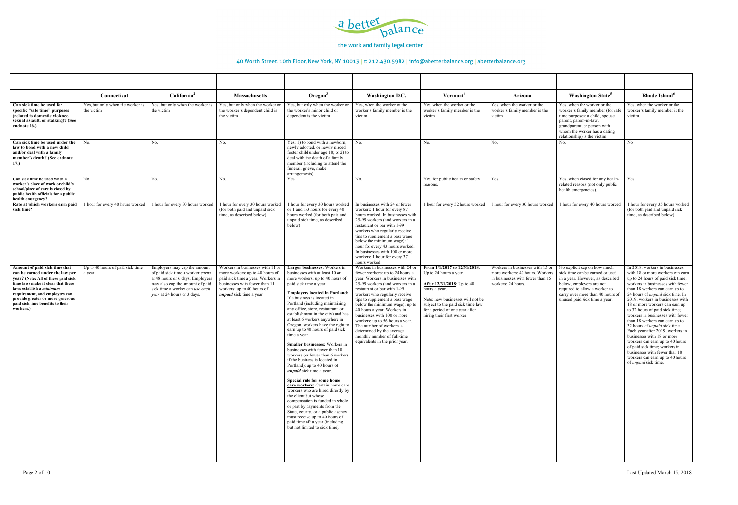a better balance

the work and family legal center

40 Worth Street, 10th Floor, New York, NY 10013 | t: 212.430.5982 | info@abetterbalance.org | abetterbalance.org

| | Connecticut | California[2] | Massachusetts | Oregon[3] | Washington D.C. | Vermont[4] | Arizona | Washington State[5] | Rhode Island[6] |
|---|---|---|---|---|---|---|---|---|---|
| **Can sick time be used for specific "safe time" purposes (related to domestic violence, sexual assault, or stalking)? (See endnote 16.)** | Yes, but only when the worker is the victim | Yes, but only when the worker is the victim | Yes, but only when the worker or the worker's dependent child is the victim | Yes, but only when the worker or the worker's minor child or dependent is the victim | Yes, when the worker or the worker's family member is the victim | Yes, when the worker or the worker's family member is the victim | Yes, when the worker or the worker's family member is the victim | Yes, when the worker or the worker's family member (for safe time purposes: a child, spouse, parent, parent-in-law, grandparent, or person with whom the worker has a dating relationship) is the victim | Yes, when the worker or the worker's family member is the victim. |
| **Can sick time be used under the law to bond with a new child and/or deal with a family member's death? (See endnote 17.)** | No. | No. | No. | Yes: 1) to bond with a newborn, newly adopted, or newly placed foster child under age 18; or 2) to deal with the death of a family member (including to attend the funeral, grieve, make arrangements). | No. | No. | No. | No. | No |
| **Can sick time be used when a worker's place of work or child's school/place of care is closed by public health officials for a public health emergency?** | No. | No. | No. | Yes. | No. | Yes, for public health or safety reasons. | Yes. | Yes, when closed for any health-related reasons (not only public health emergencies). | Yes |
| **Rate at which workers earn paid sick time?** | 1 hour for every 40 hours worked | 1 hour for every 30 hours worked | 1 hour for every 30 hours worked (for both paid and unpaid sick time, as described below) | 1 hour for every 30 hours worked or 1 and 1/3 hours for every 40 hours worked (for both paid and unpaid sick time, as described below) | In businesses with 24 or fewer workers: 1 hour for every 87 hours worked. In businesses with 25-99 workers (and workers in a restaurant or bar with 1-99 workers who regularly receive tips to supplement a base wage below the minimum wage): 1 hour for every 43 hours worked. In businesses with 100 or more workers: 1 hour for every 37 hours worked | 1 hour for every 52 hours worked | 1 hour for every 30 hours worked | 1 hour for every 40 hours worked | 1 hour for every 35 hours worked (for both paid and unpaid sick time, as described below) |
| **Amount of paid sick time that can be earned under the law per year? (Note: All of these paid sick time laws make it clear that these laws establish a *minimum* requirement, and employers can provide greater or more generous paid sick time benefits to their workers.)** | Up to 40 hours of paid sick time a year | Employers may cap the amount of paid sick time a worker *earns* at 48 hours or 6 days. Employers may also cap the amount of paid sick time a worker can *use each year* at 24 hours or 3 days. | Workers in businesses with 11 or more workers: up to 40 hours of paid sick time a year. Workers in businesses with fewer than 11 workers: up to 40 hours of ***unpaid*** sick time a year | **Larger businesses:** Workers in businesses with at least 10 or more workers: up to 40 hours of paid sick time a year<br><br>**Employers located in Portland:** If a business is located in Portland (including maintaining any office, store, restaurant, or establishment in the city) and has at least 6 workers anywhere in Oregon, workers have the right to earn up to 40 hours of paid sick time a year.<br><br>**Smaller businesses:** Workers in businesses with fewer than 10 workers (or fewer than 6 workers if the business is located in Portland): up to 40 hours of ***unpaid*** sick time a year.<br><br>**Special rule for some home care workers:** Certain home care workers who are hired directly by the client but whose compensation is funded in whole or part by payments from the State, county, or a public agency must receive up to 40 hours of paid time off a year (including but not limited to sick time). | Workers in businesses with 24 or fewer workers: up to 24 hours a year. Workers in businesses with 25-99 workers (and workers in a restaurant or bar with 1-99 workers who regularly receive tips to supplement a base wage below the minimum wage): up to 40 hours a year. Workers in businesses with 100 or more workers: up to 56 hours a year. The number of workers is determined by the average monthly number of full-time equivalents in the prior year. | **From 1/1/2017 to 12/31/2018**: Up to 24 hours a year.<br><br>**After 12/31/2018**: Up to 40 hours a year.<br><br>Note: new businesses will not be subject to the paid sick time law for a period of one year after hiring their first worker. | Workers in businesses with 15 or more workers: 40 hours. Workers in businesses with fewer than 15 workers: 24 hours. | No explicit cap on how much sick time can be earned or used in a year. However, as described below, employers are not required to allow a worker to carry over more than 40 hours of unused paid sick time a year. | In 2018, workers in businesses with 18 or more workers can earn up to 24 hours of paid sick time; workers in businesses with fewer than 18 workers can earn up to 24 hours of *unpaid* sick time. In 2019, workers in businesses with 18 or more workers can earn up to 32 hours of paid sick time; workers in businesses with fewer than 18 workers can earn up to 32 hours of *unpaid* sick time. Each year after 2019, workers in businesses with 18 or more workers can earn up to 40 hours of paid sick time; workers in businesses with fewer than 18 workers can earn up to 40 hours of *unpaid* sick time. |

Last Updated March 15, 2018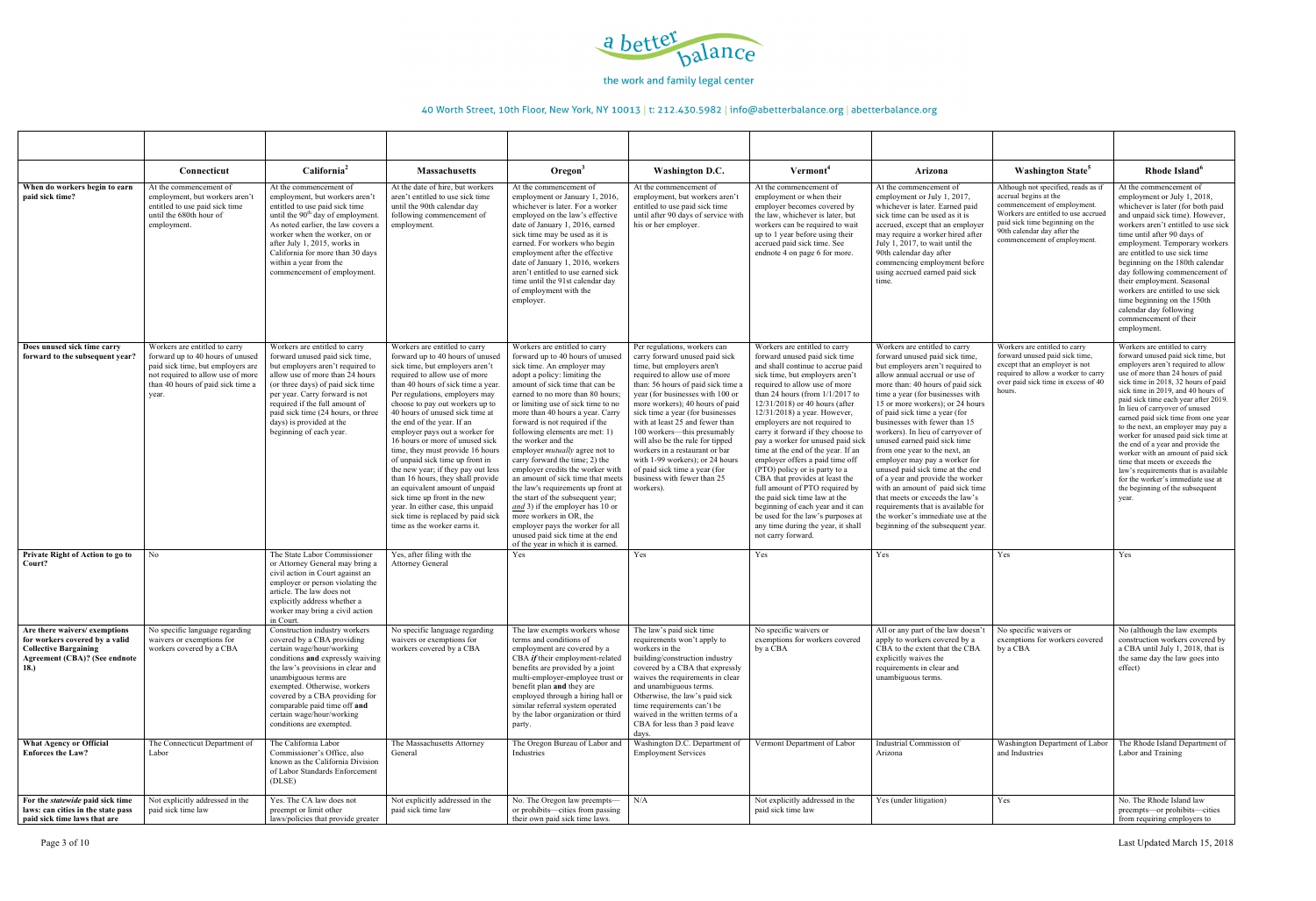a better balance

the work and family legal center

40 Worth Street, 10th Floor, New York, NY 10013 | t: 212.430.5982 | info@abetterbalance.org | abetterbalance.org

| | Connecticut | California[2] | Massachusetts | Oregon[3] | Washington D.C. | Vermont[4] | Arizona | Washington State[5] | Rhode Island[6] |
|---|---|---|---|---|---|---|---|---|---|
| **When do workers begin to earn paid sick time?** | At the commencement of employment, but workers aren't entitled to use paid sick time until the 680th hour of employment. | At the commencement of employment, but workers aren't entitled to use paid sick time until the 90th day of employment. As noted earlier, the law covers a worker when the worker, on or after July 1, 2015, works in California for more than 30 days within a year from the commencement of employment. | At the date of hire, but workers aren't entitled to use sick time until the 90th calendar day following commencement of employment. | At the commencement of employment or January 1, 2016, whichever is later. For a worker employed on the law's effective date of January 1, 2016, earned sick time may be used as it is earned. For workers who begin employment after the effective date of January 1, 2016, workers aren't entitled to use earned sick time until the 91st calendar day of employment with the employer. | At the commencement of employment, but workers aren't entitled to use paid sick time until after 90 days of service with his or her employer. | At the commencement of employment or when their employer becomes covered by the law, whichever is later, but workers can be required to wait up to 1 year before using their accrued paid sick time. See endnote 4 on page 6 for more. | At the commencement of employment or July 1, 2017, whichever is later. Earned paid sick time can be used as it is accrued, except that an employer may require a worker hired after July 1, 2017, to wait until the 90th calendar day after commencing employment before using accrued earned paid sick time. | Although not specified, reads as if accrual begins at the commencement of employment. Workers are entitled to use accrued paid sick time beginning on the 90th calendar day after the commencement of employment. | At the commencement of employment or July 1, 2018, whichever is later (for both paid and unpaid sick time). However, workers aren't entitled to use sick time until after 90 days of employment. Temporary workers are entitled to use sick time beginning on the 180th calendar day following commencement of their employment. Seasonal workers are entitled to use sick time beginning on the 150th calendar day following commencement of their employment. |
| **Does unused sick time carry forward to the subsequent year?** | Workers are entitled to carry forward up to 40 hours of unused paid sick time, but employers are not required to allow use of more than 40 hours of paid sick time a year. | Workers are entitled to carry forward unused paid sick time, but employers aren't required to allow use of more than 24 hours (or three days) of paid sick time per year. Carry forward is not required if the full amount of paid sick time (24 hours, or three days) is provided at the beginning of each year. | Workers are entitled to carry forward up to 40 hours of unused sick time, but employers aren't required to allow use of more than 40 hours of sick time a year. Per regulations, employers may choose to pay out workers up to 40 hours of unused sick time at the end of the year. If an employer pays out a worker for 16 hours or more of unused sick time, they must provide 16 hours of unpaid sick time up front in the new year; if they pay out less than 16 hours, they shall provide an equivalent amount of unpaid sick time up front in the new year. In either case, this unpaid sick time is replaced by paid sick time as the worker earns it. | Workers are entitled to carry forward up to 40 hours of unused sick time. An employer may adopt a policy: limiting the amount of sick time that can be earned to no more than 80 hours; or limiting use of sick time to no more than 40 hours a year. Carry forward is not required if the following elements are met: 1) the worker and the employer *mutually* agree not to carry forward the time; 2) the employer credits the worker with an amount of sick time that meets the law's requirements up front at the start of the subsequent year; *and* 3) if the employer has 10 or more workers in OR, the employer pays the worker for all unused paid sick time at the end of the year in which it is earned. | Per regulations, workers can carry forward unused paid sick time, but employers aren't required to allow use of more than: 56 hours of paid sick time a year (for businesses with 100 or more workers); 40 hours of paid sick time a year (for businesses with at least 25 and fewer than 100 workers—this presumably will also be the rule for tipped workers in a restaurant or bar with 1-99 workers); or 24 hours of paid sick time a year (for business with fewer than 25 workers). | Workers are entitled to carry forward unused paid sick time and shall continue to accrue paid sick time, but employers aren't required to allow use of more than 24 hours (from 1/1/2017 to 12/31/2018) or 40 hours (after 12/31/2018) a year. However, employers are not required to carry it forward if they choose to pay a worker for unused paid sick time at the end of the year. If an employer offers a paid time off (PTO) policy or is party to a CBA that provides at least the full amount of PTO required by the paid sick time law at the beginning of each year and it can be used for the law's purposes at any time during the year, it shall not carry forward. | Workers are entitled to carry forward unused paid sick time, but employers aren't required to allow annual accrual or use of more than: 40 hours of paid sick time a year (for businesses with 15 or more workers); or 24 hours of paid sick time a year (for businesses with fewer than 15 workers). In lieu of carryover of unused earned paid sick time from one year to the next, an employer may pay a worker for unused paid sick time at the end of a year and provide the worker with an amount of paid sick time that meets or exceeds the law's requirements that is available for the worker's immediate use at the beginning of the subsequent year. | Workers are entitled to carry forward unused paid sick time, except that an employer is not required to allow a worker to carry over paid sick time in excess of 40 hours. | Workers are entitled to carry forward unused paid sick time, but employers aren't required to allow use of more than 24 hours of paid sick time in 2018, 32 hours of paid sick time in 2019, and 40 hours of paid sick time each year after 2019. In lieu of carryover of unused earned paid sick time from one year to the next, an employer may pay a worker for unused paid sick time at the end of a year and provide the worker with an amount of paid sick time that meets or exceeds the law's requirements that is available for the worker's immediate use at the beginning of the subsequent year. |
| **Private Right of Action to go to Court?** | No | The State Labor Commissioner or Attorney General may bring a civil action in Court against an employer or person violating the article. The law does not explicitly address whether a worker may bring a civil action in Court. | Yes, after filing with the Attorney General | Yes | Yes | Yes | Yes | Yes | Yes |
| **Are there waivers/ exemptions for workers covered by a valid Collective Bargaining Agreement (CBA)? (See endnote 18.)** | No specific language regarding waivers or exemptions for workers covered by a CBA | Construction industry workers covered by a CBA providing certain wage/hour/working conditions **and** expressly waiving the law's provisions in clear and unambiguous terms are exempted. Otherwise, workers covered by a CBA providing for comparable paid time off **and** certain wage/hour/working conditions are exempted. | No specific language regarding waivers or exemptions for workers covered by a CBA | The law exempts workers whose terms and conditions of employment are covered by a CBA *if* their employment-related benefits are provided by a joint multi-employer-employee trust or benefit plan **and** they are employed through a hiring hall or similar referral system operated by the labor organization or third party. | The law's paid sick time requirements won't apply to workers in the building/construction industry covered by a CBA that expressly waives the requirements in clear and unambiguous terms. Otherwise, the law's paid sick time requirements can't be waived in the written terms of a CBA for less than 3 paid leave days. | No specific waivers or exemptions for workers covered by a CBA | All or any part of the law doesn't apply to workers covered by a CBA to the extent that the CBA explicitly waives the requirements in clear and unambiguous terms. | No specific waivers or exemptions for workers covered by a CBA | No (although the law exempts construction workers covered by a CBA until July 1, 2018, that is the same day the law goes into effect) |
| **What Agency or Official Enforces the Law?** | The Connecticut Department of Labor | The California Labor Commissioner's Office, also known as the California Division of Labor Standards Enforcement (DLSE) | The Massachusetts Attorney General | The Oregon Bureau of Labor and Industries | Washington D.C. Department of Employment Services | Vermont Department of Labor | Industrial Commission of Arizona | Washington Department of Labor and Industries | The Rhode Island Department of Labor and Training |
| **For the *statewide* paid sick time laws: can cities in the state pass paid sick time laws that are** | Not explicitly addressed in the paid sick time law | Yes. The CA law does not preempt or limit other laws/policies that provide greater | Not explicitly addressed in the paid sick time law | No. The Oregon law preempts—or prohibits—cities from passing their own paid sick time laws. | N/A | Not explicitly addressed in the paid sick time law | Yes (under litigation) | Yes | No. The Rhode Island law preempts—or prohibits—cities from requiring employers to |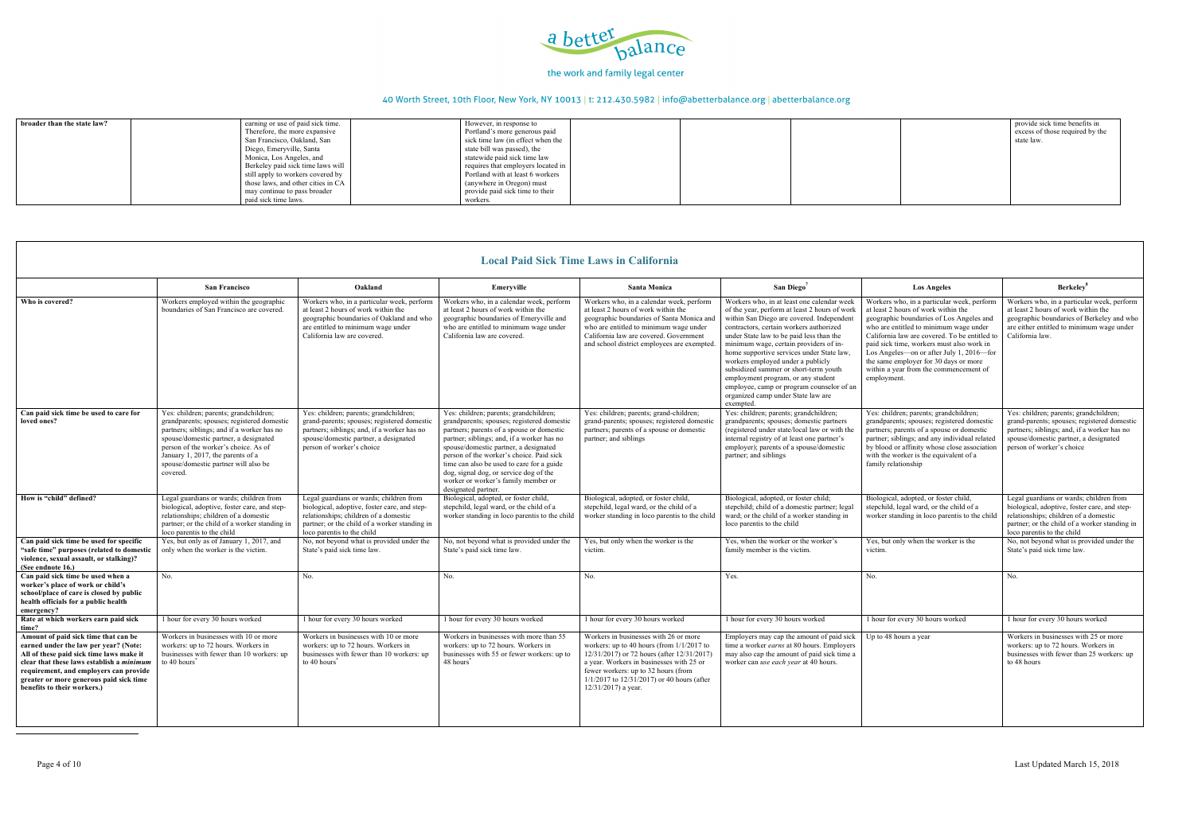| broader than the state law? | | earning or use of paid sick time. Therefore, the more expansive San Francisco, Oakland, San Diego, Emeryville, Santa Monica, Los Angeles, and Berkeley paid sick time laws will still apply to workers covered by those laws, and other cities in CA may continue to pass broader paid sick time laws. | However, in response to Portland's more generous paid sick time law (in effect when the state bill was passed), the statewide paid sick time law requires that employers located in Portland with at least 6 workers (anywhere in Oregon) must provide paid sick time to their workers. | | | | | provide sick time benefits in excess of those required by the state law. |
|---|---|---|---|---|---|---|---|---|

## Local Paid Sick Time Laws in California

| | San Francisco | Oakland | Emeryville | Santa Monica | San Diego[7] | Los Angeles | Berkeley[8] |
|---|---|---|---|---|---|---|---|
| **Who is covered?** | Workers employed within the geographic boundaries of San Francisco are covered. | Workers who, in a particular week, perform at least 2 hours of work within the geographic boundaries of Oakland and who are entitled to minimum wage under California law are covered. | Workers who, in a calendar week, perform at least 2 hours of work within the geographic boundaries of Emeryville and who are entitled to minimum wage under California law are covered. | Workers who, in a calendar week, perform at least 2 hours of work within the geographic boundaries of Santa Monica and who are entitled to minimum wage under California law are covered. Government and school district employees are exempted. | Workers who, in at least one calendar week of the year, perform at least 2 hours of work within San Diego are covered. Independent contractors, certain workers authorized under State law to be paid less than the minimum wage, certain providers of in-home supportive services under State law, workers employed under a publicly subsidized summer or short-term youth employment program, or any student employee, camp or program counselor of an organized camp under State law are exempted. | Workers who, in a particular week, perform at least 2 hours of work within the geographic boundaries of Los Angeles and who are entitled to minimum wage under California law are covered. To be entitled to paid sick time, workers must also work in Los Angeles—on or after July 1, 2016—for the same employer for 30 days or more within a year from the commencement of employment. | Workers who, in a particular week, perform at least 2 hours of work within the geographic boundaries of Berkeley and who are either entitled to minimum wage under California law. |
| **Can paid sick time be used to care for loved ones?** | Yes: children; parents; grandchildren; grandparents; spouses; registered domestic partners; siblings; and if a worker has no spouse/domestic partner, a designated person of the worker's choice. As of January 1, 2017, the parents of a spouse/domestic partner will also be covered. | Yes: children; parents; grandchildren; grand-parents; spouses; registered domestic partners; siblings; and, if a worker has no spouse/domestic partner, a designated person of worker's choice | Yes: children; parents; grandchildren; grandparents; spouses; registered domestic partners; parents of a spouse or domestic partner; siblings; and, if a worker has no spouse/domestic partner, a designated person of the worker's choice. Paid sick time can also be used to care for a guide dog, signal dog, or service dog of the worker or worker's family member or designated partner. | Yes: children; parents; grand-children; grand-parents; spouses; registered domestic partners; parents of a spouse or domestic partner; and siblings | Yes: children; parents; grandchildren; grandparents; spouses; domestic partners (registered under state/local law or with the internal registry of at least one partner's employer); parents of a spouse/domestic partner; and siblings | Yes: children; parents; grandchildren; grandparents; spouses; registered domestic partners; parents of a spouse or domestic partner; siblings; and any individual related by blood or affinity whose close association with the worker is the equivalent of a family relationship | Yes: children; parents; grandchildren; grand-parents; spouses; registered domestic partners; siblings; and, if a worker has no spouse/domestic partner, a designated person of worker's choice |
| **How is "child" defined?** | Legal guardians or wards; children from biological, adoptive, foster care, and step-relationships; children of a domestic partner; or the child of a worker standing in loco parentis to the child | Legal guardians or wards; children from biological, adoptive, foster care, and step-relationships; children of a domestic partner; or the child of a worker standing in loco parentis to the child | Biological, adopted, or foster child, stepchild, legal ward, or the child of a worker standing in loco parentis to the child | Biological, adopted, or foster child, stepchild, legal ward, or the child of a worker standing in loco parentis to the child | Biological, adopted, or foster child; stepchild; child of a domestic partner; legal ward; or the child of a worker standing in loco parentis to the child | Biological, adopted, or foster child, stepchild, legal ward, or the child of a worker standing in loco parentis to the child | Legal guardians or wards; children from biological, adoptive, foster care, and step-relationships; children of a domestic partner; or the child of a worker standing in loco parentis to the child |
| **Can paid sick time be used for specific "safe time" purposes (related to domestic violence, sexual assault, or stalking)? (See endnote 16.)** | Yes, but only as of January 1, 2017, and only when the worker is the victim. | No, not beyond what is provided under the State's paid sick time law. | No, not beyond what is provided under the State's paid sick time law. | Yes, but only when the worker is the victim. | Yes, when the worker or the worker's family member is the victim. | Yes, but only when the worker is the victim. | No, not beyond what is provided under the State's paid sick time law. |
| **Can paid sick time be used when a worker's place of work or child's school/place of care is closed by public health officials for a public health emergency?** | No. | No. | No. | No. | Yes. | No. | No. |
| **Rate at which workers earn paid sick time?** | 1 hour for every 30 hours worked | 1 hour for every 30 hours worked | 1 hour for every 30 hours worked | 1 hour for every 30 hours worked | 1 hour for every 30 hours worked | 1 hour for every 30 hours worked | 1 hour for every 30 hours worked |
| **Amount of paid sick time that can be earned under the law per year? (Note: All of these paid sick time laws make it clear that these laws establish a *minimum* requirement, and employers can provide greater or more generous paid sick time benefits to their workers.)** | Workers in businesses with 10 or more workers: up to 72 hours. Workers in businesses with fewer than 10 workers: up to 40 hours* | Workers in businesses with 10 or more workers: up to 72 hours. Workers in businesses with fewer than 10 workers: up to 40 hours* | Workers in businesses with more than 55 workers: up to 72 hours. Workers in businesses with 55 or fewer workers: up to 48 hours* | Workers in businesses with 26 or more workers: up to 40 hours (from 1/1/2017 to 12/31/2017) or 72 hours (after 12/31/2017) a year. Workers in businesses with 25 or fewer workers: up to 32 hours (from 1/1/2017 to 12/31/2017) or 40 hours (after 12/31/2017) a year. | Employers may cap the amount of paid sick time a worker *earns* at 80 hours. Employers may also cap the amount of paid sick time a worker can *use each year* at 40 hours. | Up to 48 hours a year | Workers in businesses with 25 or more workers: up to 72 hours. Workers in businesses with fewer than 25 workers: up to 48 hours |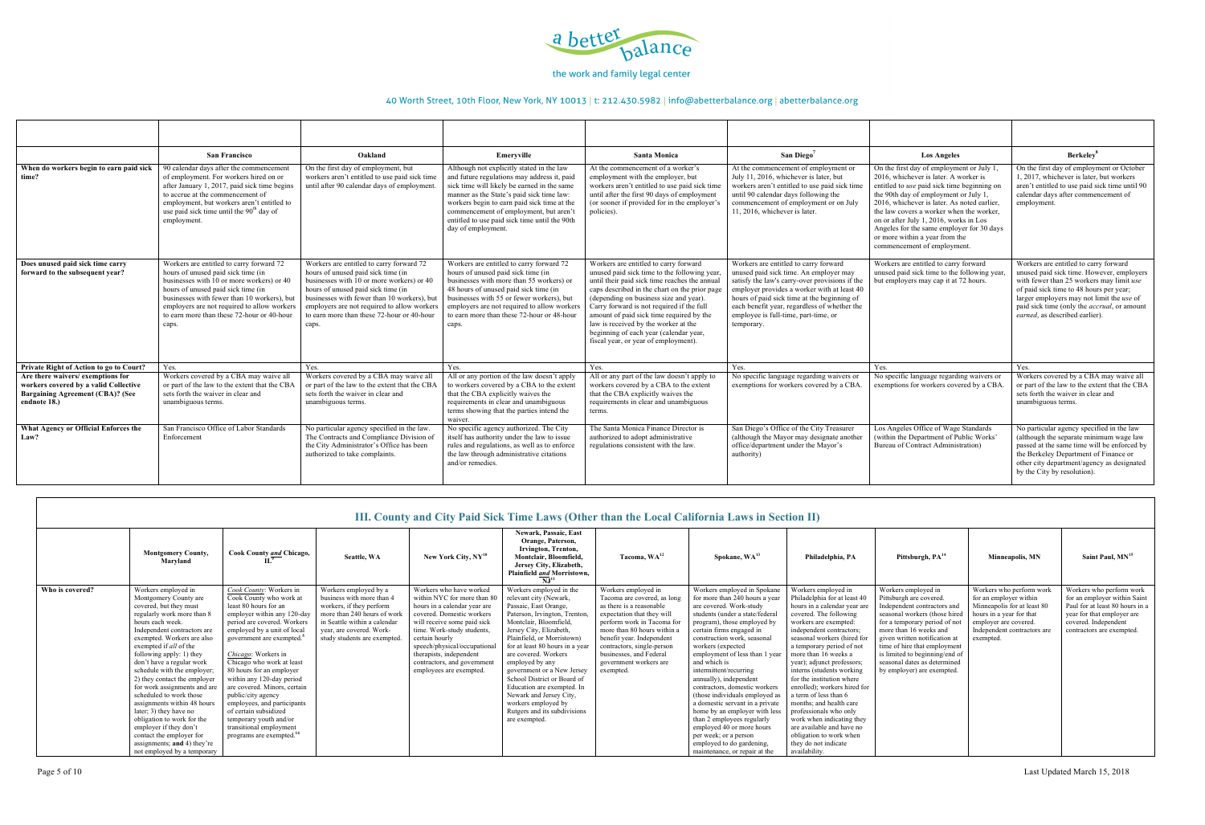a better balance

the work and family legal center

40 Worth Street, 10th Floor, New York, NY 10013 | t: 212.430.5982 | info@abetterbalance.org | abetterbalance.org

| | San Francisco | Oakland | Emeryville | Santa Monica | San Diego[7] | Los Angeles | Berkeley[8] |
|---|---|---|---|---|---|---|---|
| When do workers begin to earn paid sick time? | 90 calendar days after the commencement of employment. For workers hired on or after January 1, 2017, paid sick time begins to accrue at the commencement of employment, but workers aren't entitled to use paid sick time until the 90[th] day of employment. | On the first day of employment, but workers aren't entitled to use paid sick time until after 90 calendar days of employment. | Although not explicitly stated in the law and future regulations may address it, paid sick time will likely be earned in the same manner as the State's paid sick time law: workers begin to earn paid sick time at the commencement of employment, but aren't entitled to use paid sick time until the 90th day of employment. | At the commencement of a worker's employment with the employer, but workers aren't entitled to use paid sick time until after the first 90 days of employment (or sooner if provided for in the employer's policies). | At the commencement of employment or July 11, 2016, whichever is later, but workers aren't entitled to use paid sick time until 90 calendar days following the commencement of employment or on July 11, 2016, whichever is later. | On the first day of employment or July 1, 2016, whichever is later. A worker is entitled to *use* paid sick time beginning on the 90th day of employment or July 1, 2016, whichever is later. As noted earlier, the law covers a worker when the worker, on or after July 1, 2016, works in Los Angeles for the same employer for 30 days or more within a year from the commencement of employment. | On the first day of employment or October 1, 2017, whichever is later, but workers aren't entitled to use paid sick time until 90 calendar days after commencement of employment. |
| Does unused paid sick time carry forward to the subsequent year? | Workers are entitled to carry forward 72 hours of unused paid sick time (in businesses with 10 or more workers) or 40 hours of unused paid sick time (in businesses with fewer than 10 workers), but employers are not required to allow workers to earn more than these 72-hour or 40-hour caps. | Workers are entitled to carry forward 72 hours of unused paid sick time (in businesses with 10 or more workers) or 40 hours of unused paid sick time (in businesses with fewer than 10 workers), but employers are not required to allow workers to earn more than these 72-hour or 40-hour caps. | Workers are entitled to carry forward 72 hours of unused paid sick time (in businesses with more than 55 workers) or 48 hours of unused paid sick time (in businesses with 55 or fewer workers), but employers are not required to allow workers to earn more than these 72-hour or 48-hour caps. | Workers are entitled to carry forward unused paid sick time to the following year, until their paid sick time reaches the annual caps described in the chart on the prior page (depending on business size and year). Carry forward is not required if the full amount of paid sick time required by the law is received by the worker at the beginning of each year (calendar year, fiscal year, or year of employment). | Workers are entitled to carry forward unused paid sick time. An employer may satisfy the law's carry-over provisions if the employer provides a worker with at least 40 hours of paid sick time at the beginning of each benefit year, regardless of whether the employee is full-time, part-time, or temporary. | Workers are entitled to carry forward unused paid sick time to the following year, but employers may cap it at 72 hours. | Workers are entitled to carry forward unused paid sick time. However, employers with fewer than 25 workers may limit *use* of paid sick time to 48 hours per year; larger employers may not limit the *use* of paid sick time (only the *accrual*, or amount *earned*, as described earlier). |
| Private Right of Action to go to Court? | Yes. | Yes. | Yes. | Yes. | Yes. | Yes. | Yes. |
| Are there waivers/ exemptions for workers covered by a valid Collective Bargaining Agreement (CBA)? (See endnote 18.) | Workers covered by a CBA may waive all or part of the law to the extent that the CBA sets forth the waiver in clear and unambiguous terms. | Workers covered by a CBA may waive all or part of the law to the extent that the CBA sets forth the waiver in clear and unambiguous terms. | All or any portion of the law doesn't apply to workers covered by a CBA to the extent that the CBA explicitly waives the requirements in clear and unambiguous terms showing that the parties intend the waiver. | All or any part of the law doesn't apply to workers covered by a CBA to the extent that the CBA explicitly waives the requirements in clear and unambiguous terms. | No specific language regarding waivers or exemptions for workers covered by a CBA. | No specific language regarding waivers or exemptions for workers covered by a CBA. | Workers covered by a CBA may waive all or part of the law to the extent that the CBA sets forth the waiver in clear and unambiguous terms. |
| What Agency or Official Enforces the Law? | San Francisco Office of Labor Standards Enforcement | No particular agency specified in the law. The Contracts and Compliance Division of the City Administrator's Office has been authorized to take complaints. | No specific agency authorized. The City itself has authority under the law to issue rules and regulations, as well as to enforce the law through administrative citations and/or remedies. | The Santa Monica Finance Director is authorized to adopt administrative regulations consistent with the law. | San Diego's Office of the City Treasurer (although the Mayor may designate another office/department under the Mayor's authority) | Los Angeles Office of Wage Standards (within the Department of Public Works' Bureau of Contract Administration) | No particular agency specified in the law (although the separate minimum wage law passed at the same time will be enforced by the Berkeley Department of Finance or other city department/agency as designated by the City by resolution). |

## III. County and City Paid Sick Time Laws (Other than the Local California Laws in Section II)

| | Montgomery County, Maryland | Cook County *and* Chicago, IL[9] | Seattle, WA | New York City, NY[10] | Newark, Passaic, East Orange, Paterson, Irvington, Trenton, Montclair, Bloomfield, Jersey City, Elizabeth, Plainfield *and* Morristown, NJ[11] | Tacoma, WA[12] | Spokane, WA[13] | Philadelphia, PA | Pittsburgh, PA[14] | Minneapolis, MN | Saint Paul, MN[15] |
|---|---|---|---|---|---|---|---|---|---|---|---|
| Who is covered? | Workers employed in Montgomery County are covered, but they must regularly work more than 8 hours each week. Independent contractors are exempted. Workers are also exempted if *all* of the following apply: 1) they don't have a regular work schedule with the employer; 2) they contact the employer for work assignments and are scheduled to work those assignments within 48 hours later; 3) they have no obligation to work for the employer if they don't contact the employer for assignments; **and** 4) they're not employed by a temporary | *Cook County*: Workers in Cook County who work at least 80 hours for an employer within any 120-day period are covered. Workers employed by a unit of local government are exempted.[8] *Chicago*: Workers in Chicago who work at least 80 hours for an employer within any 120-day period are covered. Minors, certain public/city agency employees, and participants of certain subsidized temporary youth and/or transitional employment programs are exempted.[14] | Workers employed by a business with more than 4 workers, if they perform more than 240 hours of work in Seattle within a calendar year, are covered. Work-study students are exempted. | Workers who have worked within NYC for more than 80 hours in a calendar year are covered. Domestic workers will receive some paid sick time. Work-study students, certain hourly speech/physical/occupational therapists, independent contractors, and government employees are exempted. | Workers employed in the relevant city (Newark, Passaic, East Orange, Paterson, Irvington, Trenton, Montclair, Bloomfield, Jersey City, Elizabeth, Plainfield, or Morristown) for at least 80 hours in a year are covered. Workers employed by any government or a New Jersey School District or Board of Education are exempted. In Newark and Jersey City, workers employed by Rutgers and its subdivisions are exempted. | Workers employed in Tacoma are covered, as long as there is a reasonable expectation that they will perform work in Tacoma for more than 80 hours within a benefit year. Independent contractors, single-person businesses, and Federal government workers are exempted. | Workers employed in Spokane for more than 240 hours a year are covered. Work-study students (under a state/federal program), those employed by certain firms engaged in construction work, seasonal workers (expected employment of less than 1 year and which is intermittent/recurring annually), independent contractors, domestic workers (those individuals employed as a domestic servant in a private home by an employer with less than 2 employees regularly employed 40 or more hours per week; or a person employed to do gardening, maintenance, or repair at the | Workers employed in Philadelphia for at least 40 hours in a calendar year are covered. The following workers are exempted: independent contractors; seasonal workers (hired for a temporary period of not more than 16 weeks a year); adjunct professors; interns (students working for the institution where enrolled); workers hired for a term of less than 6 months; and health care professionals who only work when indicating they are available and have no obligation to work when they do not indicate availability. | Workers employed in Pittsburgh are covered. Independent contractors and seasonal workers (those hired for a temporary period of not more than 16 weeks and given written notification at time of hire that employment is limited to beginning/end of seasonal dates as determined by employer) are exempted. | Workers who perform work for an employer within Minneapolis for at least 80 hours in a year for that employer are covered. Independent contractors are exempted. | Workers who perform work for an employer within Saint Paul for at least 80 hours in a year for that employer are covered. Independent contractors are exempted. |

Last Updated March 15, 2018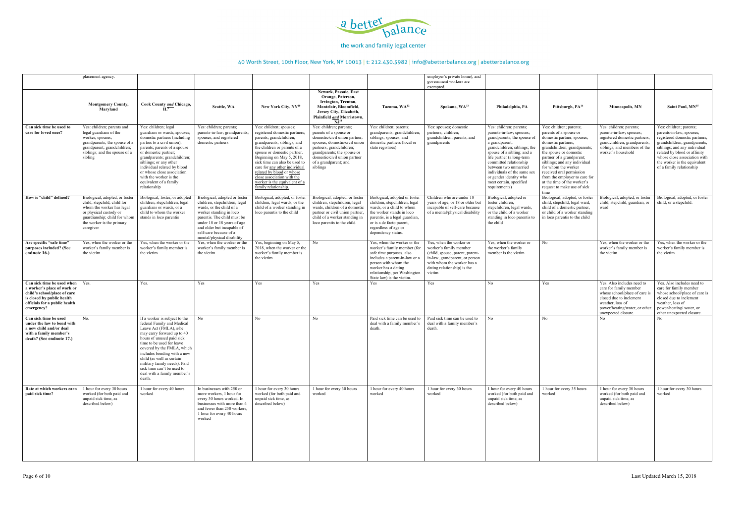| | placement agency. | | | | | | employer's private home), and government workers are exempted. | | | | |
|---|---|---|---|---|---|---|---|---|---|---|---|
| | **Montgomery County, Maryland** | **Cook County *and* Chicago, IL[9]** | **Seattle, WA** | **New York City, NY[10]** | **Newark, Passaic, East Orange, Paterson, Irvington, Trenton, Montclair, Bloomfield, Jersey City, Elizabeth, Plainfield *and* Morristown, NJ[11]** | **Tacoma, WA[12]** | **Spokane, WA[13]** | **Philadelphia, PA** | **Pittsburgh, PA[14]** | **Minneapolis, MN** | **Saint Paul, MN[15]** |
| **Can sick time be used to care for loved ones?** | Yes: children; parents and legal guardians of the worker; spouses; grandparents; the spouse of a grandparent; grandchildren; siblings; and the spouse of a sibling | Yes: children; legal guardians or wards; spouses; domestic partners (including parties to a civil union); parents; parents of a spouse or domestic partner; grandparents; grandchildren; siblings; or any other individual related by blood or whose close association with the worker is the equivalent of a family relationship | Yes: children; parents; parents-in-law; grandparents; spouses; and registered domestic partners | Yes: children; spouses; registered domestic partners; parents; grandchildren; grandparents; siblings; and the children or parents of a spouse or domestic partner. Beginning on May 5, 2018, sick time can also be used to care for any other individual related by blood or whose close association with the worker is the equivalent of a family relationship. | Yes: children; parents; parents of a spouse or domestic/civil union partner; spouses; domestic/civil union partners; grandchildren; grandparents; the spouse or domestic/civil union partner of a grandparent; and siblings | Yes: children; parents; grandparents; grandchildren; siblings; spouses; and domestic partners (local or state registries) | Yes: spouses; domestic partners; children; grandchildren; parents; and grandparents | Yes: children; parents; parents-in-law; spouses; grandparents; the spouse of a grandparent; grandchildren; siblings; the spouse of a sibling; and a life partner (a long-term committed relationship between two unmarried individuals of the same sex or gender identity who meet certain, specified requirements) | Yes: children; parents; parents of a spouse or domestic partner; spouses; domestic partners; grandchildren; grandparents; the spouse or domestic partner of a grandparent; siblings; and any individual for whom the worker received oral permission from the employer to care for at the time of the worker's request to make use of sick time | Yes: children; parents; parents-in-law; spouses; registered domestic partners; grandchildren; grandparents; siblings; and members of the worker's household | Yes: children; parents; parents-in-law; spouses; registered domestic partners; grandchildren; grandparents; siblings; and any individual related by blood or affinity whose close association with the worker is the equivalent of a family relationship |
| **How is "child" defined?** | Biological, adopted, or foster child; stepchild; child for whom the worker has legal or physical custody or guardianship; child for whom the worker is the primary caregiver | Biological, foster, or adopted children, stepchildren, legal guardians or wards, or a child to whom the worker stands in loco parentis | Biological, adopted or foster children, stepchildren, legal wards, or the child of a worker standing in loco parentis. The child must be under 18 or 18 years of age and older but incapable of self-care because of a mental/physical disability | Biological, adopted, or foster children, legal wards, or the child of a worker standing in loco parentis to the child | Biological, adopted, or foster children, stepchildren, legal wards, children of a domestic partner or civil union partner, child of a worker standing in loco parentis to the child | Biological, adopted or foster children, stepchildren, legal wards, or a child to whom the worker stands in loco parentis, is a legal guardian, or is a de facto parent, regardless of age or dependency status. | Children who are under 18 years of age, or 18 or older but incapable of self-care because of a mental/physical disability | Biological, adopted or foster children, stepchildren, legal wards, or the child of a worker standing in loco parentis to the child | Biological, adopted, or foster child, stepchild, legal ward, child of a domestic partner, or child of a worker standing in loco parentis to the child | Biological, adopted, or foster child, stepchild, guardian, or ward | Biological, adopted, or foster child, or a stepchild. |
| **Are specific "safe time" purposes included? (See endnote 16.)** | Yes, when the worker or the worker's family member is the victim | Yes, when the worker or the worker's family member is the victim | Yes, when the worker or the worker's family member is the victim | Yes, beginning on May 5, 2018, when the worker or the worker's family member is the victim | No | Yes, when the worker or the worker's family member (for safe time purposes, also includes a parent-in-law or a person with whom the worker has a dating relationship, per Washington State law) is the victim. | Yes, when the worker or worker's family member (child, spouse, parent, parent-in-law, grandparent, or person with whom the worker has a dating relationship) is the victim | Yes, when the worker or the worker's family member is the victim | No | Yes, when the worker or the worker's family member is the victim | Yes, when the worker or the worker's family member is the victim |
| **Can sick time be used when a worker's place of work or child's school/place of care is closed by public health officials for a public health emergency?** | Yes. | Yes. | Yes | Yes | Yes | Yes | Yes | No | Yes | Yes. Also includes need to care for family member whose school/place of care is closed due to inclement weather, loss of power/heating/water, or other unexpected closure. | Yes. Also includes need to care for family member whose school/place of care is closed due to inclement weather, loss of power/heating/ water, or other unexpected closure. |
| **Can sick time be used under the law to bond with a new child and/or deal with a family member's death? (See endnote 17.)** | No. | If a worker is subject to the federal Family and Medical Leave Act (FMLA), s/he may carry forward up to 40 hours of unused paid sick time to be used for leave covered by the FMLA, which includes bonding with a new child (as well as certain military family needs). Paid sick time can't be used to deal with a family member's death. | No | No | No | Paid sick time can be used to deal with a family member's death. | Paid sick time can be used to deal with a family member's death. | No | No | No | No |
| **Rate at which workers earn paid sick time?** | 1 hour for every 30 hours worked (for both paid and unpaid sick time, as described below) | 1 hour for every 40 hours worked | In businesses with 250 or more workers, 1 hour for every 30 hours worked. In businesses with more than 4 and fewer than 250 workers, 1 hour for every 40 hours worked | 1 hour for every 30 hours worked (for both paid and unpaid sick time, as described below) | 1 hour for every 30 hours worked | 1 hour for every 40 hours worked | 1 hour for every 30 hours worked | 1 hour for every 40 hours worked (for both paid and unpaid sick time, as described below) | 1 hour for every 35 hours worked | 1 hour for every 30 hours worked (for both paid and unpaid sick time, as described below) | 1 hour for every 30 hours worked |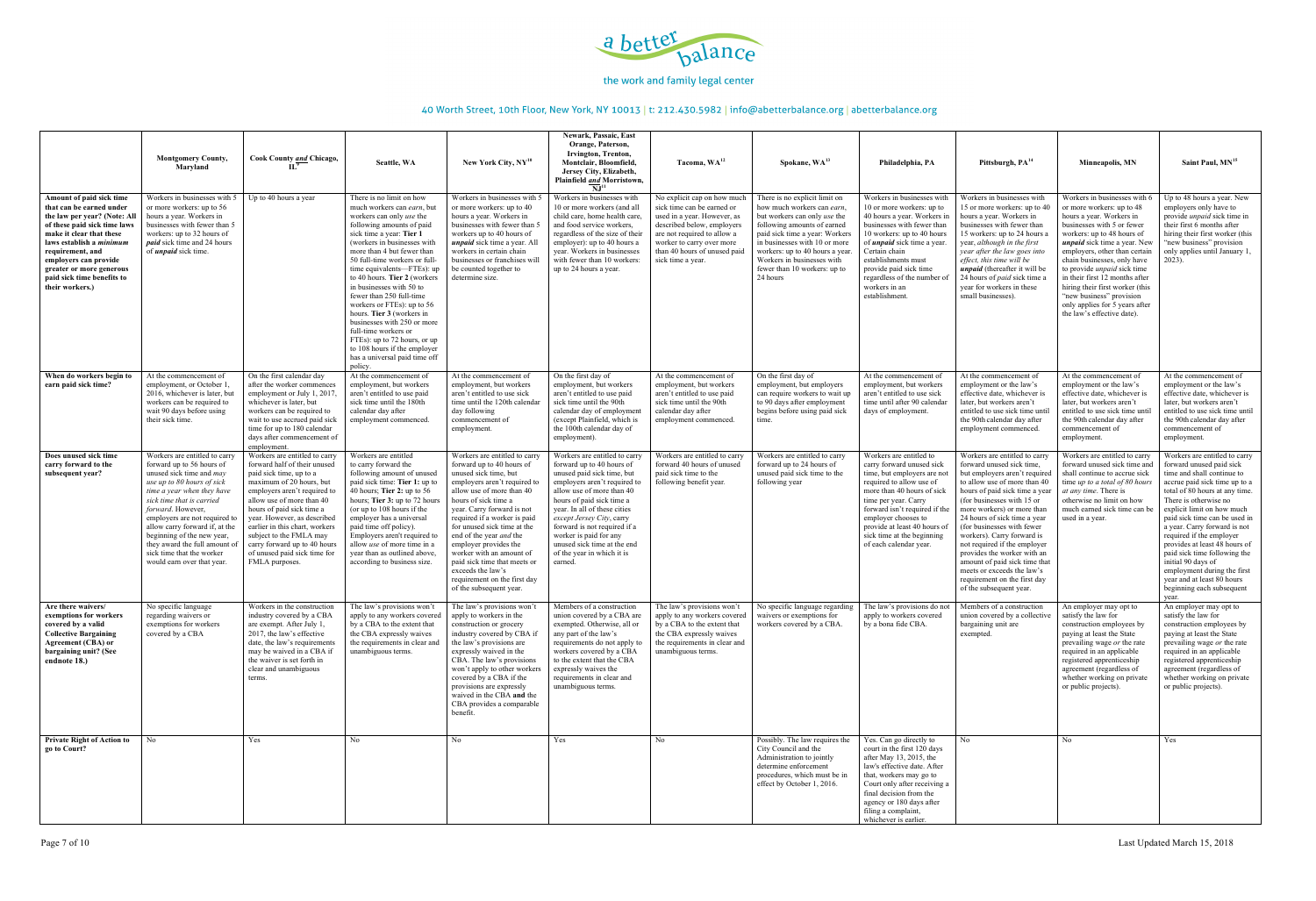a better balance

the work and family legal center

40 Worth Street, 10th Floor, New York, NY 10013 | t: 212.430.5982 | info@abetterbalance.org | abetterbalance.org

| | Montgomery County, Maryland | Cook County *and* Chicago, IL[9] | Seattle, WA | New York City, NY[10] | Newark, Passaic, East Orange, Paterson, Irvington, Trenton, Montclair, Bloomfield, Jersey City, Elizabeth, Plainfield *and* Morristown, NJ[11] | Tacoma, WA[12] | Spokane, WA[13] | Philadelphia, PA | Pittsburgh, PA[14] | Minneapolis, MN | Saint Paul, MN[15] |
|---|---|---|---|---|---|---|---|---|---|---|---|
| **Amount of paid sick time that can be earned under the law per year? (Note: All of these paid sick time laws make it clear that these laws establish a *minimum* requirement, and employers can provide greater or more generous paid sick time benefits to their workers.)** | Workers in businesses with 5 or more workers: up to 56 hours a year. Workers in businesses with fewer than 5 workers: up to 32 hours of *paid* sick time and 24 hours of *unpaid* sick time. | Up to 40 hours a year | There is no limit on how much workers can *earn*, but workers can only *use* the following amounts of paid sick time a year: **Tier 1** (workers in businesses with more than 4 but fewer than 50 full-time workers or full-time equivalents—FTEs): up to 40 hours. **Tier 2** (workers in businesses with 50 to fewer than 250 full-time workers or FTEs): up to 56 hours. **Tier 3** (workers in businesses with 250 or more full-time workers or FTEs): up to 72 hours, or up to 108 hours if the employer has a universal paid time off policy. | Workers in businesses with 5 or more workers: up to 40 hours a year. Workers in businesses with fewer than 5 workers up to 40 hours of *unpaid* sick time a year. All workers in certain chain businesses or franchises will be counted together to determine size. | Workers in businesses with 10 or more workers (and all child care, home health care, and food service workers, regardless of the size of their employer): up to 40 hours a year. Workers in businesses with fewer than 10 workers: up to 24 hours a year. | No explicit cap on how much sick time can be earned or used in a year. However, as described below, employers are not required to allow a worker to carry over more than 40 hours of unused paid sick time a year. | There is no explicit limit on how much workers can *earn*, but workers can only *use* the following amounts of earned paid sick time a year: Workers in businesses with 10 or more workers: up to 40 hours a year. Workers in businesses with fewer than 10 workers: up to 24 hours | Workers in businesses with 10 or more workers: up to 40 hours a year. Workers in businesses with fewer than 10 workers: up to 40 hours of *unpaid* sick time a year. Certain chain establishments must provide paid sick time regardless of the number of workers in an establishment. | Workers in businesses with 15 or more workers: up to 40 hours a year. Workers in businesses with fewer than 15 workers: up to 24 hours a year, *although in the first year after the law goes into effect, this time will be* *unpaid* (thereafter it will be 24 hours of *paid* sick time a year for workers in these small businesses). | Workers in businesses with 6 or more workers: up to 48 hours a year. Workers in businesses with 5 or fewer workers: up to 48 hours of *unpaid* sick time a year. New employers, other than certain chain businesses, only have to provide *unpaid* sick time in their first 12 months after hiring their first worker (this "new business" provision only applies for 5 years after the law's effective date). | Up to 48 hours a year. New employers only have to provide *unpaid* sick time in their first 6 months after hiring their first worker (this "new business" provision only applies until January 1, 2023). |
| **When do workers begin to earn paid sick time?** | At the commencement of employment, or October 1, 2016, whichever is later, but workers can be required to wait 90 days before using their sick time. | On the first calendar day after the worker commences employment or July 1, 2017, whichever is later, but workers can be required to wait to use accrued paid sick time for up to 180 calendar days after commencement of employment. | At the commencement of employment, but workers aren't entitled to use paid sick time until the 180th calendar day after employment commenced. | At the commencement of employment, but workers aren't entitled to use sick time until the 120th calendar day following commencement of employment. | On the first day of employment, but workers aren't entitled to use paid sick time until the 90th calendar day of employment (except Plainfield, which is the 100th calendar day of employment). | At the commencement of employment, but workers aren't entitled to use paid sick time until the 90th calendar day after employment commenced. | On the first day of employment, but employers can require workers to wait up to 90 days after employment begins before using paid sick time. | At the commencement of employment, but workers aren't entitled to use sick time until after 90 calendar days of employment. | At the commencement of employment or the law's effective date, whichever is later, but workers aren't entitled to use sick time until the 90th calendar day after employment commenced. | At the commencement of employment or the law's effective date, whichever is later, but workers aren't entitled to use sick time until the 90th calendar day after commencement of employment. | At the commencement of employment or the law's effective date, whichever is later, but workers aren't entitled to use sick time until the 90th calendar day after commencement of employment. |
| **Does unused sick time carry forward to the subsequent year?** | Workers are entitled to carry forward up to 56 hours of unused sick time and *may use up to 80 hours of sick time a year when they have sick time that is carried forward*. However, employers are not required to allow carry forward if, at the beginning of the new year, they award the full amount of sick time that the worker would earn over that year. | Workers are entitled to carry forward half of their unused paid sick time, up to a maximum of 20 hours, but employers aren't required to allow use of more than 40 hours of paid sick time a year. However, as described earlier in this chart, workers subject to the FMLA may carry forward up to 40 hours of unused paid sick time for FMLA purposes. | Workers are entitled to carry forward the following amount of unused paid sick time: **Tier 1:** up to 40 hours; **Tier 2:** up to 56 hours; **Tier 3:** up to 72 hours (or up to 108 hours if the employer has a universal paid time off policy). Employers aren't required to allow *use* of more time in a year than as outlined above, according to business size. | Workers are entitled to carry forward up to 40 hours of unused sick time, but employers aren't required to allow use of more than 40 hours of sick time a year. Carry forward is not required if a worker is paid for unused sick time at the end of the year *and* the employer provides the worker with an amount of paid sick time that meets or exceeds the law's requirement on the first day of the subsequent year. | Workers are entitled to carry forward up to 40 hours of unused paid sick time, but employers aren't required to allow use of more than 40 hours of paid sick time a year. In all of these cities *except Jersey City*, carry forward is not required if a worker is paid for any unused sick time at the end of the year in which it is earned. | Workers are entitled to carry forward 40 hours of unused paid sick time to the following benefit year. | Workers are entitled to carry forward up to 24 hours of unused paid sick time to the following year | Workers are entitled to carry forward unused sick time, but employers are not required to allow use of more than 40 hours of sick time per year. Carry forward isn't required if the employer chooses to provide at least 40 hours of sick time at the beginning of each calendar year. | Workers are entitled to carry forward unused sick time, but employers aren't required to allow use of more than 40 hours of paid sick time a year (for businesses with 15 or more workers) or more than 24 hours of sick time a year (for businesses with fewer workers). Carry forward is not required if the employer provides the worker with an amount of paid sick time that meets or exceeds the law's requirement on the first day of the subsequent year. | Workers are entitled to carry forward unused sick time and shall continue to accrue sick time *up to a total of 80 hours at any time*. There is otherwise no limit on how much earned sick time can be used in a year. | Workers are entitled to carry forward unused paid sick time and shall continue to accrue paid sick time up to a total of 80 hours at any time. There is otherwise no explicit limit on how much paid sick time can be used in a year. Carry forward is not required if the employer provides at least 48 hours of paid sick time following the initial 90 days of employment during the first year and at least 80 hours beginning each subsequent year. |
| **Are there waivers/ exemptions for workers covered by a valid Collective Bargaining Agreement (CBA) or bargaining unit? (See endnote 18.)** | No specific language regarding waivers or exemptions for workers covered by a CBA | Workers in the construction industry covered by a CBA are exempt. After July 1, 2017, the law's effective date, the law's requirements may be waived in a CBA if the waiver is set forth in clear and unambiguous terms. | The law's provisions won't apply to any workers covered by a CBA to the extent that the CBA expressly waives the requirements in clear and unambiguous terms. | The law's provisions won't apply to workers in the construction or grocery industry covered by CBA if the law's provisions are expressly waived in the CBA. The law's provisions won't apply to other workers covered by a CBA if the provisions are expressly waived in the CBA **and** the CBA provides a comparable benefit. | Members of a construction union covered by a CBA are exempted. Otherwise, all or any part of the law's requirements do not apply to workers covered by a CBA to the extent that the CBA expressly waives the requirements in clear and unambiguous terms. | The law's provisions won't apply to any workers covered by a CBA to the extent that the CBA expressly waives the requirements in clear and unambiguous terms. | No specific language regarding waivers or exemptions for workers covered by a CBA. | The law's provisions do not apply to workers covered by a bona fide CBA. | Members of a construction union covered by a collective bargaining unit are exempted. | An employer may opt to satisfy the law for construction employees by paying at least the State prevailing wage *or* the rate required in an applicable registered apprenticeship agreement (regardless of whether working on private or public projects). | An employer may opt to satisfy the law for construction employees by paying at least the State prevailing wage *or* the rate required in an applicable registered apprenticeship agreement (regardless of whether working on private or public projects). |
| **Private Right of Action to go to Court?** | No | Yes | No | No | Yes | No | Possibly. The law requires the City Council and the Administration to jointly determine enforcement procedures, which must be in effect by October 1, 2016. | Yes. Can go directly to court in the first 120 days after May 13, 2015, the law's effective date. After that, workers may go to Court only after receiving a final decision from the agency or 180 days after filing a complaint, whichever is earlier. | No | No | Yes |

Last Updated March 15, 2018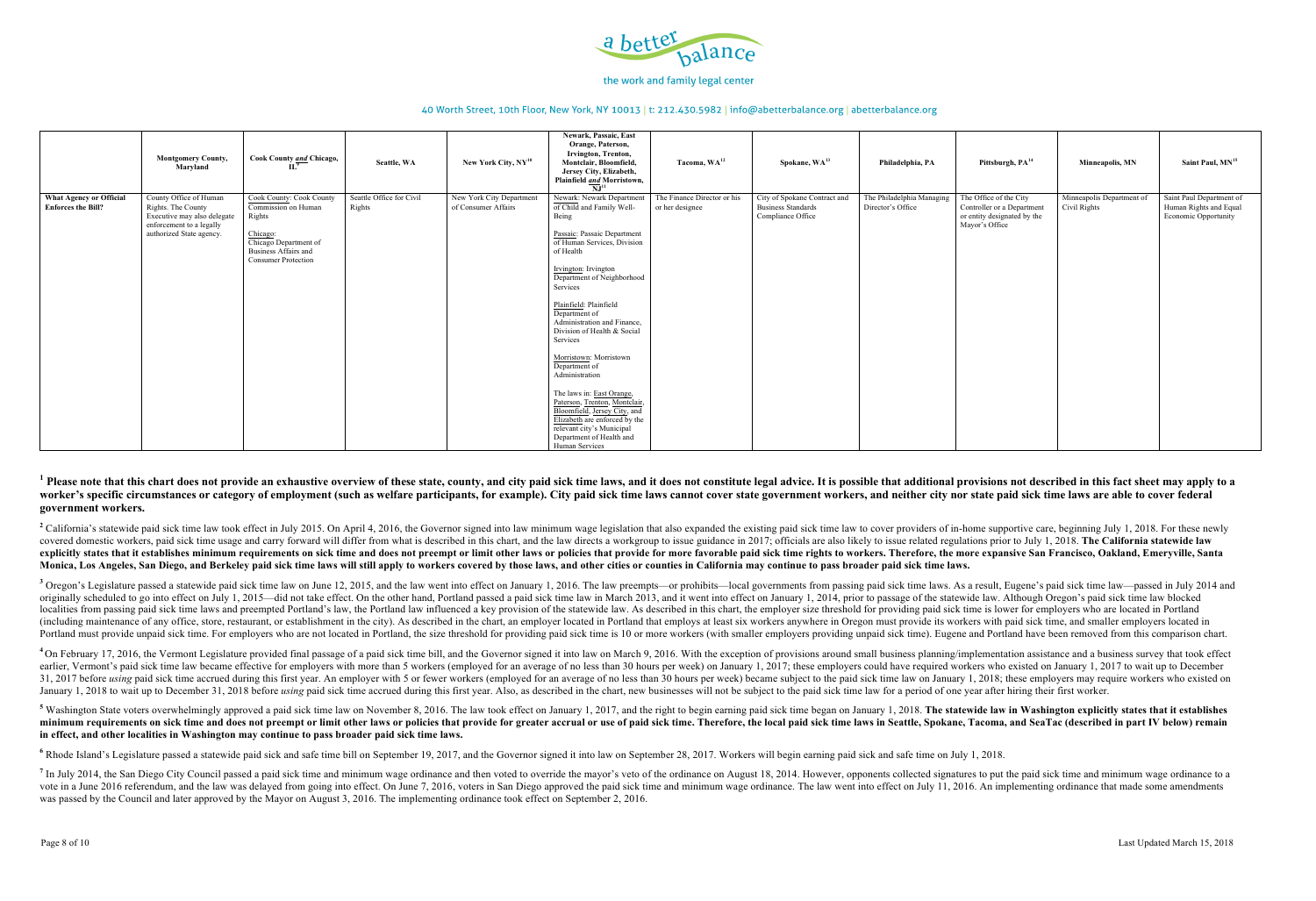| | Montgomery County, Maryland | Cook County *and* Chicago, IL[9] | Seattle, WA | New York City, NY[10] | Newark, Passaic, East Orange, Paterson, Irvington, Trenton, Montclair, Bloomfield, Jersey City, Elizabeth, Plainfield *and* Morristown, NJ[11] | Tacoma, WA[12] | Spokane, WA[13] | Philadelphia, PA | Pittsburgh, PA[14] | Minneapolis, MN | Saint Paul, MN[15] |
|---|---|---|---|---|---|---|---|---|---|---|---|
| **What Agency or Official Enforces the Bill?** | County Office of Human Rights. The County Executive may also delegate enforcement to a legally authorized State agency. | Cook County: Cook County Commission on Human Rights<br><br>Chicago: Chicago Department of Business Affairs and Consumer Protection | Seattle Office for Civil Rights | New York City Department of Consumer Affairs | Newark: Newark Department of Child and Family Well-Being<br><br>Passaic: Passaic Department of Human Services, Division of Health<br><br>Irvington: Irvington Department of Neighborhood Services<br><br>Plainfield: Plainfield Department of Administration and Finance, Division of Health & Social Services<br><br>Morristown: Morristown Department of Administration<br><br>The laws in: East Orange, Paterson, Trenton, Montclair, Bloomfield, Jersey City, and Elizabeth are enforced by the relevant city's Municipal Department of Health and Human Services | The Finance Director or his or her designee | City of Spokane Contract and Business Standards Compliance Office | The Philadelphia Managing Director's Office | The Office of the City Controller or a Department or entity designated by the Mayor's Office | Minneapolis Department of Civil Rights | Saint Paul Department of Human Rights and Equal Economic Opportunity |

[1] **Please note that this chart does not provide an exhaustive overview of these state, county, and city paid sick time laws, and it does not constitute legal advice. It is possible that additional provisions not described in this fact sheet may apply to a worker's specific circumstances or category of employment (such as welfare participants, for example). City paid sick time laws cannot cover state government workers, and neither city nor state paid sick time laws are able to cover federal government workers.**

[2] California's statewide paid sick time law took effect in July 2015. On April 4, 2016, the Governor signed into law minimum wage legislation that also expanded the existing paid sick time law to cover providers of in-home supportive care, beginning July 1, 2018. For these newly covered domestic workers, paid sick time usage and carry forward will differ from what is described in this chart, and the law directs a workgroup to issue guidance in 2017; officials are also likely to issue related regulations prior to July 1, 2018. **The California statewide law explicitly states that it establishes minimum requirements on sick time and does not preempt or limit other laws or policies that provide for more favorable paid sick time rights to workers. Therefore, the more expansive San Francisco, Oakland, Emeryville, Santa Monica, Los Angeles, San Diego, and Berkeley paid sick time laws will still apply to workers covered by those laws, and other cities or counties in California may continue to pass broader paid sick time laws.**

[3] Oregon's Legislature passed a statewide paid sick time law on June 12, 2015, and the law went into effect on January 1, 2016. The law preempts—or prohibits—local governments from passing paid sick time laws. As a result, Eugene's paid sick time law—passed in July 2014 and originally scheduled to go into effect on July 1, 2015—did not take effect. On the other hand, Portland passed a paid sick time law in March 2013, and it went into effect on January 1, 2014, prior to passage of the statewide law. Although Oregon's paid sick time law blocked localities from passing paid sick time laws and preempted Portland's law, the Portland law influenced a key provision of the statewide law. As described in this chart, the employer size threshold for providing paid sick time is lower for employers who are located in Portland (including maintenance of any office, store, restaurant, or establishment in the city). As described in the chart, an employer located in Portland that employs at least six workers anywhere in Oregon must provide its workers with paid sick time, and smaller employers located in Portland must provide unpaid sick time. For employers who are not located in Portland, the size threshold for providing paid sick time is 10 or more workers (with smaller employers providing unpaid sick time). Eugene and Portland have been removed from this comparison chart.

[4] On February 17, 2016, the Vermont Legislature provided final passage of a paid sick time bill, and the Governor signed it into law on March 9, 2016. With the exception of provisions around small business planning/implementation assistance and a business survey that took effect earlier, Vermont's paid sick time law became effective for employers with more than 5 workers (employed for an average of no less than 30 hours per week) on January 1, 2017; these employers could have required workers who existed on January 1, 2017 to wait up to December 31, 2017 before *using* paid sick time accrued during this first year. An employer with 5 or fewer workers (employed for an average of no less than 30 hours per week) became subject to the paid sick time law on January 1, 2018; these employers may require workers who existed on January 1, 2018 to wait up to December 31, 2018 before *using* paid sick time accrued during this first year. Also, as described in the chart, new businesses will not be subject to the paid sick time law for a period of one year after hiring their first worker.

[5] Washington State voters overwhelmingly approved a paid sick time law on November 8, 2016. The law took effect on January 1, 2017, and the right to begin earning paid sick time began on January 1, 2018. **The statewide law in Washington explicitly states that it establishes minimum requirements on sick time and does not preempt or limit other laws or policies that provide for greater accrual or use of paid sick time. Therefore, the local paid sick time laws in Seattle, Spokane, Tacoma, and SeaTac (described in part IV below) remain in effect, and other localities in Washington may continue to pass broader paid sick time laws.**

[6] Rhode Island's Legislature passed a statewide paid sick and safe time bill on September 19, 2017, and the Governor signed it into law on September 28, 2017. Workers will begin earning paid sick and safe time on July 1, 2018.

[7] In July 2014, the San Diego City Council passed a paid sick time and minimum wage ordinance and then voted to override the mayor's veto of the ordinance on August 18, 2014. However, opponents collected signatures to put the paid sick time and minimum wage ordinance to a vote in a June 2016 referendum, and the law was delayed from going into effect. On June 7, 2016, voters in San Diego approved the paid sick time and minimum wage ordinance. The law went into effect on July 11, 2016. An implementing ordinance that made some amendments was passed by the Council and later approved by the Mayor on August 3, 2016. The implementing ordinance took effect on September 2, 2016.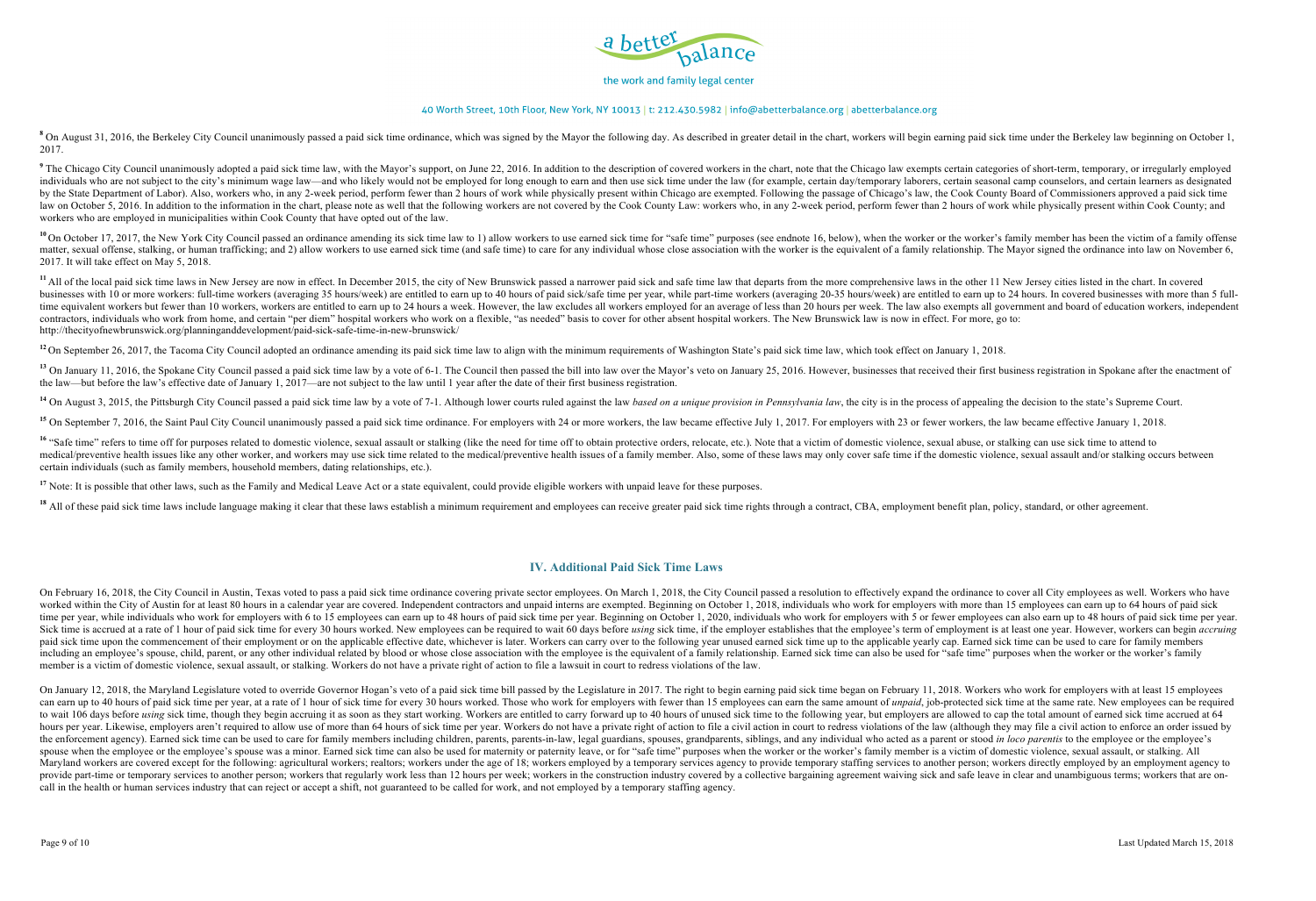[8] On August 31, 2016, the Berkeley City Council unanimously passed a paid sick time ordinance, which was signed by the Mayor the following day. As described in greater detail in the chart, workers will begin earning paid sick time under the Berkeley law beginning on October 1, 2017.

[9] The Chicago City Council unanimously adopted a paid sick time law, with the Mayor's support, on June 22, 2016. In addition to the description of covered workers in the chart, note that the Chicago law exempts certain categories of short-term, temporary, or irregularly employed individuals who are not subject to the city's minimum wage law—and who likely would not be employed for long enough to earn and then use sick time under the law (for example, certain day/temporary laborers, certain seasonal camp counselors, and certain learners as designated by the State Department of Labor). Also, workers who, in any 2-week period, perform fewer than 2 hours of work while physically present within Chicago are exempted. Following the passage of Chicago's law, the Cook County Board of Commissioners approved a paid sick time law on October 5, 2016. In addition to the information in the chart, please note as well that the following workers are not covered by the Cook County Law: workers who, in any 2-week period, perform fewer than 2 hours of work while physically present within Cook County; and workers who are employed in municipalities within Cook County that have opted out of the law.

[10] On October 17, 2017, the New York City Council passed an ordinance amending its sick time law to 1) allow workers to use earned sick time for "safe time" purposes (see endnote 16, below), when the worker or the worker's family member has been the victim of a family offense matter, sexual offense, stalking, or human trafficking; and 2) allow workers to use earned sick time (and safe time) to care for any individual whose close association with the worker is the equivalent of a family relationship. The Mayor signed the ordinance into law on November 6, 2017. It will take effect on May 5, 2018.

[11] All of the local paid sick time laws in New Jersey are now in effect. In December 2015, the city of New Brunswick passed a narrower paid sick and safe time law that departs from the more comprehensive laws in the other 11 New Jersey cities listed in the chart. In covered businesses with 10 or more workers: full-time workers (averaging 35 hours/week) are entitled to earn up to 40 hours of paid sick/safe time per year, while part-time workers (averaging 20-35 hours/week) are entitled to earn up to 24 hours. In covered businesses with more than 5 full-time equivalent workers but fewer than 10 workers, workers are entitled to earn up to 24 hours a week. However, the law excludes all workers employed for an average of less than 20 hours per week. The law also exempts all government and board of education workers, independent contractors, individuals who work from home, and certain "per diem" hospital workers who work on a flexible, "as needed" basis to cover for other absent hospital workers. The New Brunswick law is now in effect. For more, go to: http://thecityofnewbrunswick.org/planninganddevelopment/paid-sick-safe-time-in-new-brunswick/

[12] On September 26, 2017, the Tacoma City Council adopted an ordinance amending its paid sick time law to align with the minimum requirements of Washington State's paid sick time law, which took effect on January 1, 2018.

[13] On January 11, 2016, the Spokane City Council passed a paid sick time law by a vote of 6-1. The Council then passed the bill into law over the Mayor's veto on January 25, 2016. However, businesses that received their first business registration in Spokane after the enactment of the law—but before the law's effective date of January 1, 2017—are not subject to the law until 1 year after the date of their first business registration.

[14] On August 3, 2015, the Pittsburgh City Council passed a paid sick time law by a vote of 7-1. Although lower courts ruled against the law *based on a unique provision in Pennsylvania law*, the city is in the process of appealing the decision to the state's Supreme Court.

[15] On September 7, 2016, the Saint Paul City Council unanimously passed a paid sick time ordinance. For employers with 24 or more workers, the law became effective July 1, 2017. For employers with 23 or fewer workers, the law became effective January 1, 2018.

[16] "Safe time" refers to time off for purposes related to domestic violence, sexual assault or stalking (like the need for time off to obtain protective orders, relocate, etc.). Note that a victim of domestic violence, sexual abuse, or stalking can use sick time to attend to medical/preventive health issues like any other worker, and workers may use sick time related to the medical/preventive health issues of a family member. Also, some of these laws may only cover safe time if the domestic violence, sexual assault and/or stalking occurs between certain individuals (such as family members, household members, dating relationships, etc.).

[17] Note: It is possible that other laws, such as the Family and Medical Leave Act or a state equivalent, could provide eligible workers with unpaid leave for these purposes.

[18] All of these paid sick time laws include language making it clear that these laws establish a minimum requirement and employees can receive greater paid sick time rights through a contract, CBA, employment benefit plan, policy, standard, or other agreement.

## IV. Additional Paid Sick Time Laws

On February 16, 2018, the City Council in Austin, Texas voted to pass a paid sick time ordinance covering private sector employees. On March 1, 2018, the City Council passed a resolution to effectively expand the ordinance to cover all City employees as well. Workers who have worked within the City of Austin for at least 80 hours in a calendar year are covered. Independent contractors and unpaid interns are exempted. Beginning on October 1, 2018, individuals who work for employers with more than 15 employees can earn up to 64 hours of paid sick time per year, while individuals who work for employers with 6 to 15 employees can earn up to 48 hours of paid sick time per year. Beginning on October 1, 2020, individuals who work for employers with 5 or fewer employees can also earn up to 48 hours of paid sick time per year. Sick time is accrued at a rate of 1 hour of paid sick time for every 30 hours worked. New employees can be required to wait 60 days before *using* sick time, if the employer establishes that the employee's term of employment is at least one year. However, workers can begin *accruing* paid sick time upon the commencement of their employment or on the applicable effective date, whichever is later. Workers can carry over to the following year unused earned sick time up to the applicable yearly cap. Earned sick time can be used to care for family members including an employee's spouse, child, parent, or any other individual related by blood or whose close association with the employee is the equivalent of a family relationship. Earned sick time can also be used for "safe time" purposes when the worker or the worker's family member is a victim of domestic violence, sexual assault, or stalking. Workers do not have a private right of action to file a lawsuit in court to redress violations of the law.

On January 12, 2018, the Maryland Legislature voted to override Governor Hogan's veto of a paid sick time bill passed by the Legislature in 2017. The right to begin earning paid sick time began on February 11, 2018. Workers who work for employers with at least 15 employees can earn up to 40 hours of paid sick time per year, at a rate of 1 hour of sick time for every 30 hours worked. Those who work for employers with fewer than 15 employees can earn the same amount of *unpaid*, job-protected sick time at the same rate. New employees can be required to wait 106 days before *using* sick time, though they begin accruing it as soon as they start working. Workers are entitled to carry forward up to 40 hours of unused sick time to the following year, but employers are allowed to cap the total amount of earned sick time accrued at 64 hours per year. Likewise, employers aren't required to allow use of more than 64 hours of sick time per year. Workers do not have a private right of action to file a civil action in court to redress violations of the law (although they may file a civil action to enforce an order issued by the enforcement agency). Earned sick time can be used to care for family members including children, parents, parents-in-law, legal guardians, spouses, grandparents, siblings, and any individual who acted as a parent or stood *in loco parentis* to the employee or the employee's spouse when the employee or the employee's spouse was a minor. Earned sick time can also be used for maternity or paternity leave, or for "safe time" purposes when the worker or the worker's family member is a victim of domestic violence, sexual assault, or stalking. All Maryland workers are covered except for the following: agricultural workers; realtors; workers under the age of 18; workers employed by a temporary services agency to provide temporary staffing services to another person; workers directly employed by an employment agency to provide part-time or temporary services to another person; workers that regularly work less than 12 hours per week; workers in the construction industry covered by a collective bargaining agreement waiving sick and safe leave in clear and unambiguous terms; workers that are on-call in the health or human services industry that can reject or accept a shift, not guaranteed to be called for work, and not employed by a temporary staffing agency.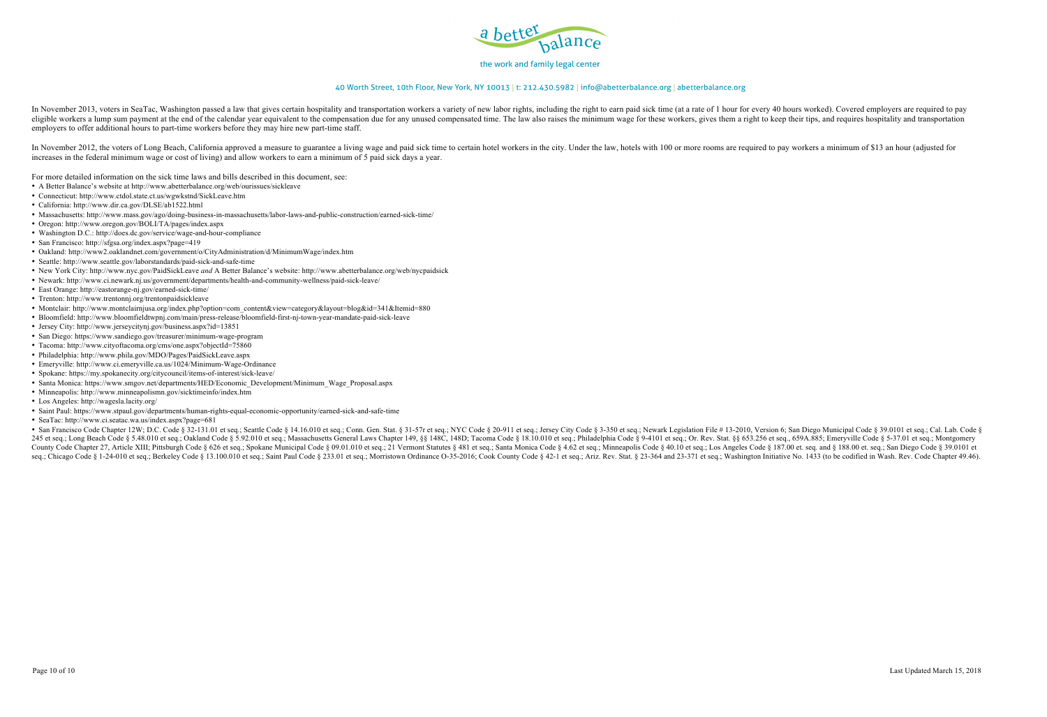the work and family legal center

40 Worth Street, 10th Floor, New York, NY 10013 | t: 212.430.5982 | info@abetterbalance.org | abetterbalance.org

In November 2013, voters in SeaTac, Washington passed a law that gives certain hospitality and transportation workers a variety of new labor rights, including the right to earn paid sick time (at a rate of 1 hour for every 40 hours worked). Covered employers are required to pay eligible workers a lump sum payment at the end of the calendar year equivalent to the compensation due for any unused compensated time. The law also raises the minimum wage for these workers, gives them a right to keep their tips, and requires hospitality and transportation employers to offer additional hours to part-time workers before they may hire new part-time staff.

In November 2012, the voters of Long Beach, California approved a measure to guarantee a living wage and paid sick time to certain hotel workers in the city. Under the law, hotels with 100 or more rooms are required to pay workers a minimum of $13 an hour (adjusted for increases in the federal minimum wage or cost of living) and allow workers to earn a minimum of 5 paid sick days a year.

For more detailed information on the sick time laws and bills described in this document, see:

- A Better Balance's website at http://www.abetterbalance.org/web/ourissues/sickleave
- Connecticut: http://www.ctdol.state.ct.us/wgwkstnd/SickLeave.htm
- California: http://www.dir.ca.gov/DLSE/ab1522.html
- Massachusetts: http://www.mass.gov/ago/doing-business-in-massachusetts/labor-laws-and-public-construction/earned-sick-time/
- Oregon: http://www.oregon.gov/BOLI/TA/pages/index.aspx
- Washington D.C.: http://does.dc.gov/service/wage-and-hour-compliance
- San Francisco: http://sfgsa.org/index.aspx?page=419
- Oakland: http://www2.oaklandnet.com/government/o/CityAdministration/d/MinimumWage/index.htm
- Seattle: http://www.seattle.gov/laborstandards/paid-sick-and-safe-time
- New York City: http://www.nyc.gov/PaidSickLeave *and* A Better Balance's website: http://www.abetterbalance.org/web/nycpaidsick
- Newark: http://www.ci.newark.nj.us/government/departments/health-and-community-wellness/paid-sick-leave/
- East Orange: http://eastorange-nj.gov/earned-sick-time/
- Trenton: http://www.trentonnj.org/trentonpaidsickleave
- Montclair: http://www.montclairnjusa.org/index.php?option=com_content&view=category&layout=blog&id=341&Itemid=880
- Bloomfield: http://www.bloomfieldtwpnj.com/main/press-release/bloomfield-first-nj-town-year-mandate-paid-sick-leave
- Jersey City: http://www.jerseycitynj.gov/business.aspx?id=13851
- San Diego: https://www.sandiego.gov/treasurer/minimum-wage-program
- Tacoma: http://www.cityoftacoma.org/cms/one.aspx?objectId=75860
- Philadelphia: http://www.phila.gov/MDO/Pages/PaidSickLeave.aspx
- Emeryville: http://www.ci.emeryville.ca.us/1024/Minimum-Wage-Ordinance
- Spokane: https://my.spokanecity.org/citycouncil/items-of-interest/sick-leave/
- Santa Monica: https://www.smgov.net/departments/HED/Economic_Development/Minimum_Wage_Proposal.aspx
- Minneapolis: http://www.minneapolismn.gov/sicktimeinfo/index.htm
- Los Angeles: http://wagesla.lacity.org/
- Saint Paul: https://www.stpaul.gov/departments/human-rights-equal-economic-opportunity/earned-sick-and-safe-time
- SeaTac: http://www.ci.seatac.wa.us/index.aspx?page=681
- San Francisco Code Chapter 12W; D.C. Code § 32-131.01 et seq.; Seattle Code § 14.16.010 et seq.; Conn. Gen. Stat. § 31-57r et seq.; NYC Code § 20-911 et seq.; Jersey City Code § 3-350 et seq.; Newark Legislation File # 13-2010, Version 6; San Diego Municipal Code § 39.0101 et seq.; Cal. Lab. Code § 245 et seq.; Long Beach Code § 5.48.010 et seq.; Oakland Code § 5.92.010 et seq.; Massachusetts General Laws Chapter 149, §§ 148C, 148D; Tacoma Code § 18.10.010 et seq.; Philadelphia Code § 9-4101 et seq.; Or. Rev. Stat. §§ 653.256 et seq., 659A.885; Emeryville Code § 5-37.01 et seq.; Montgomery County Code Chapter 27, Article XIII; Pittsburgh Code § 626 et seq.; Spokane Municipal Code § 09.01.010 et seq.; 21 Vermont Statutes § 481 et seq.; Santa Monica Code § 4.62 et seq.; Minneapolis Code § 40.10 et seq.; Los Angeles Code § 187.00 et. seq. and § 188.00 et. seq.; San Diego Code § 39.0101 et seq.; Chicago Code § 1-24-010 et seq.; Berkeley Code § 13.100.010 et seq.; Saint Paul Code § 233.01 et seq.; Morristown Ordinance O-35-2016; Cook County Code § 42-1 et seq.; Ariz. Rev. Stat. § 23-364 and 23-371 et seq.; Washington Initiative No. 1433 (to be codified in Wash. Rev. Code Chapter 49.46).

Last Updated March 15, 2018